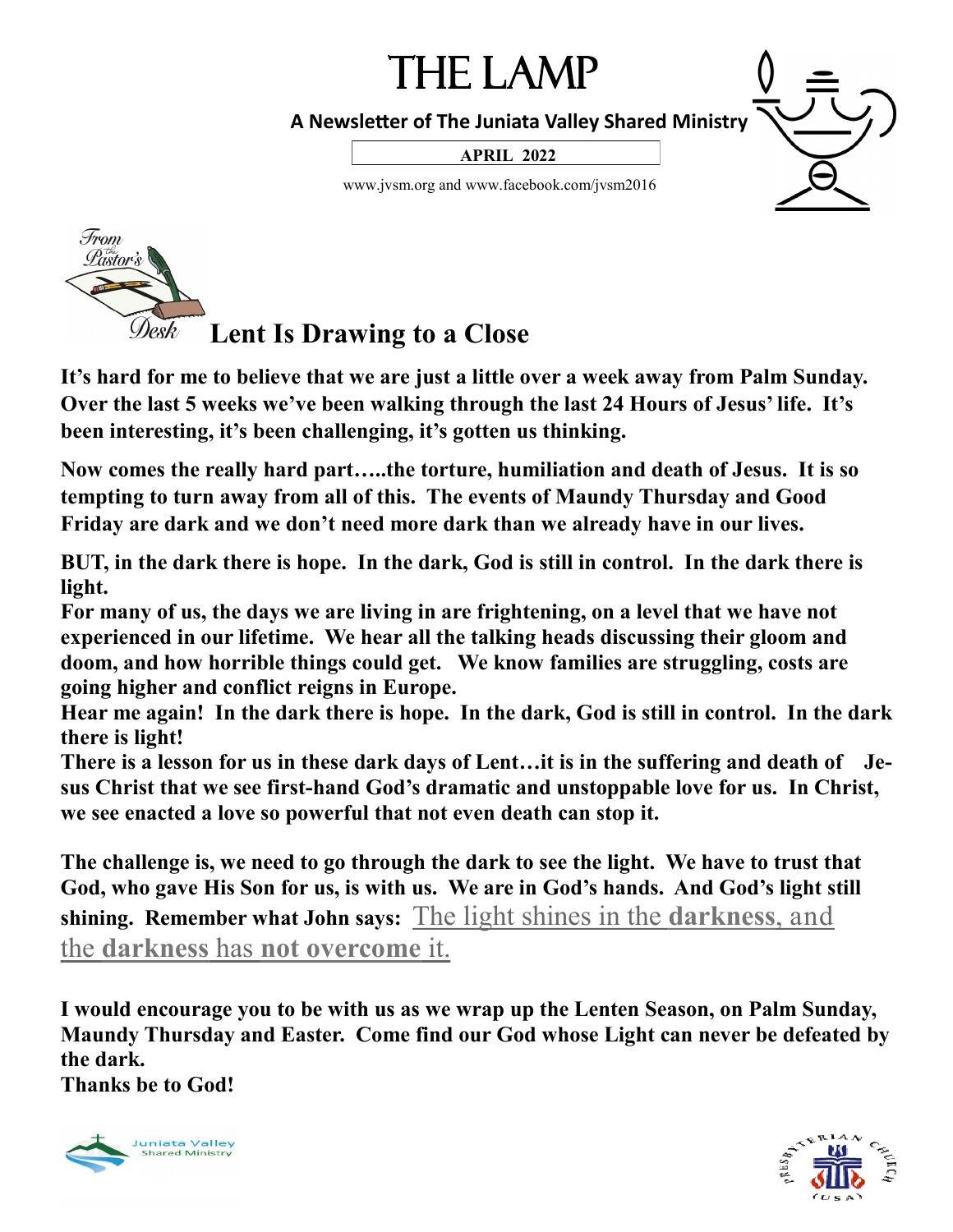# THE LAMP

**A Newsletter of The Juniata Valley Shared Ministry**

**APRIL 2022**

www.jvsm.org and www.facebook.com/jvsm2016

## Lent Is Drawing to a Close

**It's hard for me to believe that we are just a little over a week away from Palm Sunday. Over the last 5 weeks we've been walking through the last 24 Hours of Jesus' life. It's been interesting, it's been challenging, it's gotten us thinking.**

**Now comes the really hard part…..the torture, humiliation and death of Jesus. It is so tempting to turn away from all of this. The events of Maundy Thursday and Good Friday are dark and we don't need more dark than we already have in our lives.**

**BUT, in the dark there is hope. In the dark, God is still in control. In the dark there is light.**

**For many of us, the days we are living in are frightening, on a level that we have not experienced in our lifetime. We hear all the talking heads discussing their gloom and doom, and how horrible things could get. We know families are struggling, costs are going higher and conflict reigns in Europe.**

**Hear me again! In the dark there is hope. In the dark, God is still in control. In the dark there is light!**

**There is a lesson for us in these dark days of Lent…it is in the suffering and death of Jesus Christ that we see first-hand God's dramatic and unstoppable love for us. In Christ, we see enacted a love so powerful that not even death can stop it.**

**The challenge is, we need to go through the dark to see the light. We have to trust that God, who gave His Son for us, is with us. We are in God's hands. And God's light still shining. Remember what John says:** The light shines in the **darkness**, and the **darkness** has **not overcome** it.

**I would encourage you to be with us as we wrap up the Lenten Season, on Palm Sunday, Maundy Thursday and Easter. Come find our God whose Light can never be defeated by the dark.**

**Thanks be to God!**

Juniata Valley Shared Ministry

Presbyterian Church (USA)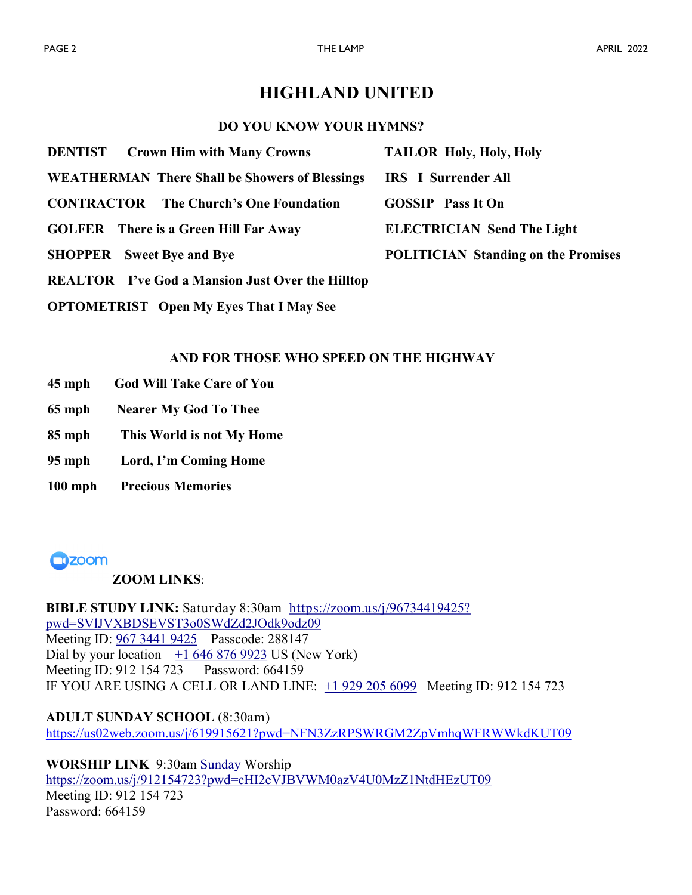# HIGHLAND UNITED

## DO YOU KNOW YOUR HYMNS?

**DENTIST** **Crown Him with Many Crowns**

**WEATHERMAN** **There Shall be Showers of Blessings**

**CONTRACTOR** **The Church's One Foundation**

**GOLFER** **There is a Green Hill Far Away**

**SHOPPER** **Sweet Bye and Bye**

**REALTOR** **I've God a Mansion Just Over the Hilltop**

**OPTOMETRIST** **Open My Eyes That I May See**

**TAILOR** **Holy, Holy, Holy**

**IRS** **I Surrender All**

**GOSSIP** **Pass It On**

**ELECTRICIAN** **Send The Light**

**POLITICIAN** **Standing on the Promises**

## AND FOR THOSE WHO SPEED ON THE HIGHWAY

**45 mph** **God Will Take Care of You**

**65 mph** **Nearer My God To Thee**

**85 mph** **This World is not My Home**

**95 mph** **Lord, I'm Coming Home**

**100 mph** **Precious Memories**

zoom

**ZOOM LINKS**:

**BIBLE STUDY LINK:** Saturday 8:30am https://zoom.us/j/96734419425?pwd=SVlJVXBDSEVST3o0SWdZd2JOdk9odz09
Meeting ID: 967 3441 9425 Passcode: 288147
Dial by your location +1 646 876 9923 US (New York)
Meeting ID: 912 154 723 Password: 664159
IF YOU ARE USING A CELL OR LAND LINE: +1 929 205 6099 Meeting ID: 912 154 723

**ADULT SUNDAY SCHOOL** (8:30am)
https://us02web.zoom.us/j/619915621?pwd=NFN3ZzRPSWRGM2ZpVmhqWFRWWkdKUT09

**WORSHIP LINK** 9:30am Sunday Worship
https://zoom.us/j/912154723?pwd=cHI2eVJBVWM0azV4U0MzZ1NtdHEzUT09
Meeting ID: 912 154 723
Password: 664159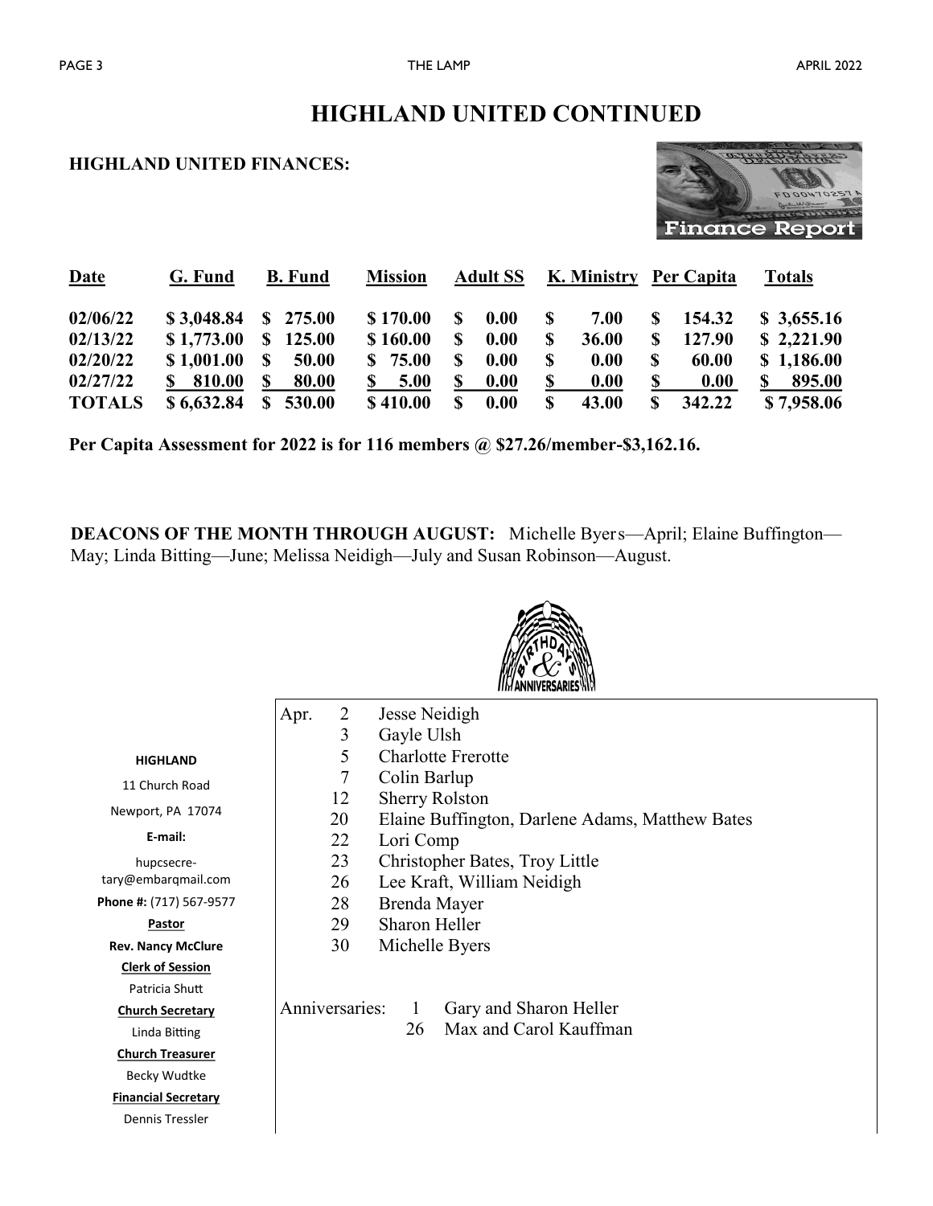# HIGHLAND UNITED CONTINUED

**HIGHLAND UNITED FINANCES:**

| Date | G. Fund | B. Fund | Mission | Adult SS | K. Ministry | Per Capita | Totals |
|---|---|---|---|---|---|---|---|
| 02/06/22 | $ 3,048.84 | $ 275.00 | $ 170.00 | $ 0.00 | $ 7.00 | $ 154.32 | $ 3,655.16 |
| 02/13/22 | $ 1,773.00 | $ 125.00 | $ 160.00 | $ 0.00 | $ 36.00 | $ 127.90 | $ 2,221.90 |
| 02/20/22 | $ 1,001.00 | $ 50.00 | $ 75.00 | $ 0.00 | $ 0.00 | $ 60.00 | $ 1,186.00 |
| 02/27/22 | $ 810.00 | $ 80.00 | $ 5.00 | $ 0.00 | $ 0.00 | $ 0.00 | $ 895.00 |
| **TOTALS** | **$ 6,632.84** | **$ 530.00** | **$ 410.00** | **$ 0.00** | **$ 43.00** | **$ 342.22** | **$ 7,958.06** |

**Per Capita Assessment for 2022 is for 116 members @ $27.26/member-$3,162.16.**

**DEACONS OF THE MONTH THROUGH AUGUST:** Michelle Byers—April; Elaine Buffington—May; Linda Bitting—June; Melissa Neidigh—July and Susan Robinson—August.

**BIRTHDAYS & ANNIVERSARIES**

Apr.
- 2 Jesse Neidigh
- 3 Gayle Ulsh
- 5 Charlotte Frerotte
- 7 Colin Barlup
- 12 Sherry Rolston
- 20 Elaine Buffington, Darlene Adams, Matthew Bates
- 22 Lori Comp
- 23 Christopher Bates, Troy Little
- 26 Lee Kraft, William Neidigh
- 28 Brenda Mayer
- 29 Sharon Heller
- 30 Michelle Byers

Anniversaries:
- 1 Gary and Sharon Heller
- 26 Max and Carol Kauffman

**HIGHLAND**

11 Church Road

Newport, PA 17074

**E-mail:**

hupcsecretary@embarqmail.com

**Phone #:** (717) 567-9577

**Pastor**

**Rev. Nancy McClure**

**Clerk of Session**

Patricia Shutt

**Church Secretary**

Linda Bitting

**Church Treasurer**

Becky Wudtke

**Financial Secretary**

Dennis Tressler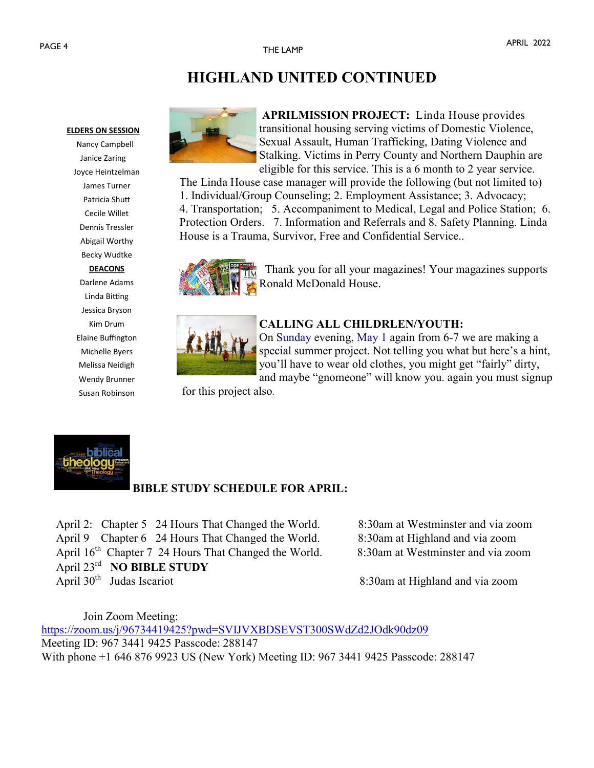# HIGHLAND UNITED CONTINUED

**ELDERS ON SESSION**

Nancy Campbell
Janice Zaring
Joyce Heintzelman
James Turner
Patricia Shutt
Cecile Willet
Dennis Tressler
Abigail Worthy
Becky Wudtke

**DEACONS**

Darlene Adams
Linda Bitting
Jessica Bryson
Kim Drum
Elaine Buffington
Michelle Byers
Melissa Neidigh
Wendy Brunner
Susan Robinson

**APRILMISSION PROJECT:** Linda House provides transitional housing serving victims of Domestic Violence, Sexual Assault, Human Trafficking, Dating Violence and Stalking. Victims in Perry County and Northern Dauphin are eligible for this service. This is a 6 month to 2 year service. The Linda House case manager will provide the following (but not limited to) 1. Individual/Group Counseling; 2. Employment Assistance; 3. Advocacy; 4. Transportation; 5. Accompaniment to Medical, Legal and Police Station; 6. Protection Orders. 7. Information and Referrals and 8. Safety Planning. Linda House is a Trauma, Survivor, Free and Confidential Service..

Thank you for all your magazines! Your magazines supports Ronald McDonald House.

**CALLING ALL CHILDRLEN/YOUTH:**
On Sunday evening, May 1 again from 6-7 we are making a special summer project. Not telling you what but here's a hint, you'll have to wear old clothes, you might get "fairly" dirty, and maybe "gnomeone" will know you. again you must signup for this project also.

**BIBLE STUDY SCHEDULE FOR APRIL:**

April 2: Chapter 5 24 Hours That Changed the World. 8:30am at Westminster and via zoom
April 9 Chapter 6 24 Hours That Changed the World. 8:30am at Highland and via zoom
April 16th Chapter 7 24 Hours That Changed the World. 8:30am at Westminster and via zoom
April 23rd **NO BIBLE STUDY**
April 30th Judas Iscariot 8:30am at Highland and via zoom

Join Zoom Meeting:
https://zoom.us/j/96734419425?pwd=SVlJVXBDSEVST300SWdZd2JOdk90dz09
Meeting ID: 967 3441 9425 Passcode: 288147
With phone +1 646 876 9923 US (New York) Meeting ID: 967 3441 9425 Passcode: 288147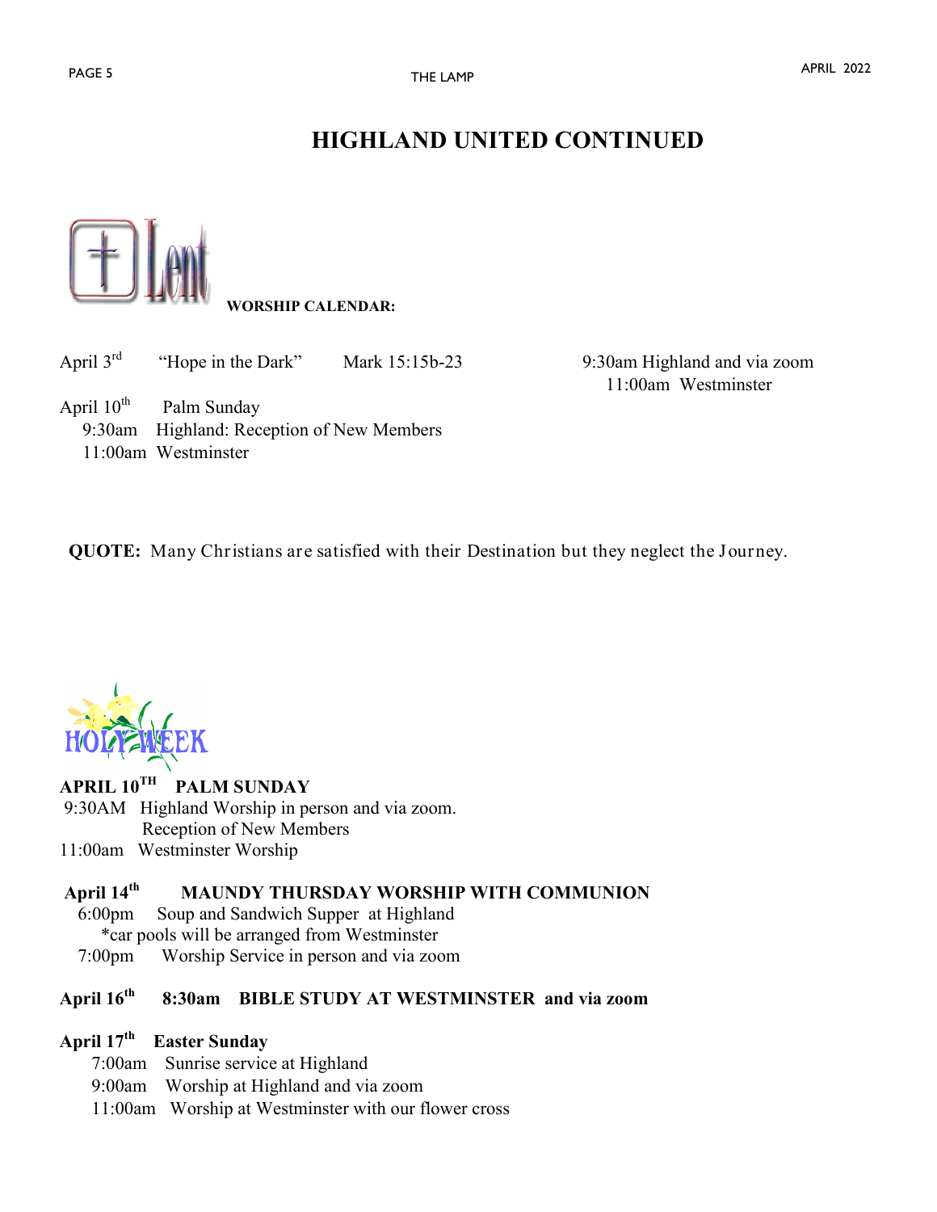# HIGHLAND UNITED CONTINUED

Lent

**WORSHIP CALENDAR:**

April 3rd    "Hope in the Dark"    Mark 15:15b-23    9:30am Highland and via zoom
11:00am Westminster

April 10th    Palm Sunday
9:30am    Highland: Reception of New Members
11:00am    Westminster

**QUOTE:** Many Christians are satisfied with their Destination but they neglect the Journey.

HOLY WEEK

**APRIL 10TH    PALM SUNDAY**
9:30AM    Highland Worship in person and via zoom.
Reception of New Members
11:00am    Westminster Worship

**April 14th    MAUNDY THURSDAY WORSHIP WITH COMMUNION**
6:00pm    Soup and Sandwich Supper at Highland
*car pools will be arranged from Westminster
7:00pm    Worship Service in person and via zoom

**April 16th    8:30am    BIBLE STUDY AT WESTMINSTER and via zoom**

**April 17th    Easter Sunday**
7:00am    Sunrise service at Highland
9:00am    Worship at Highland and via zoom
11:00am    Worship at Westminster with our flower cross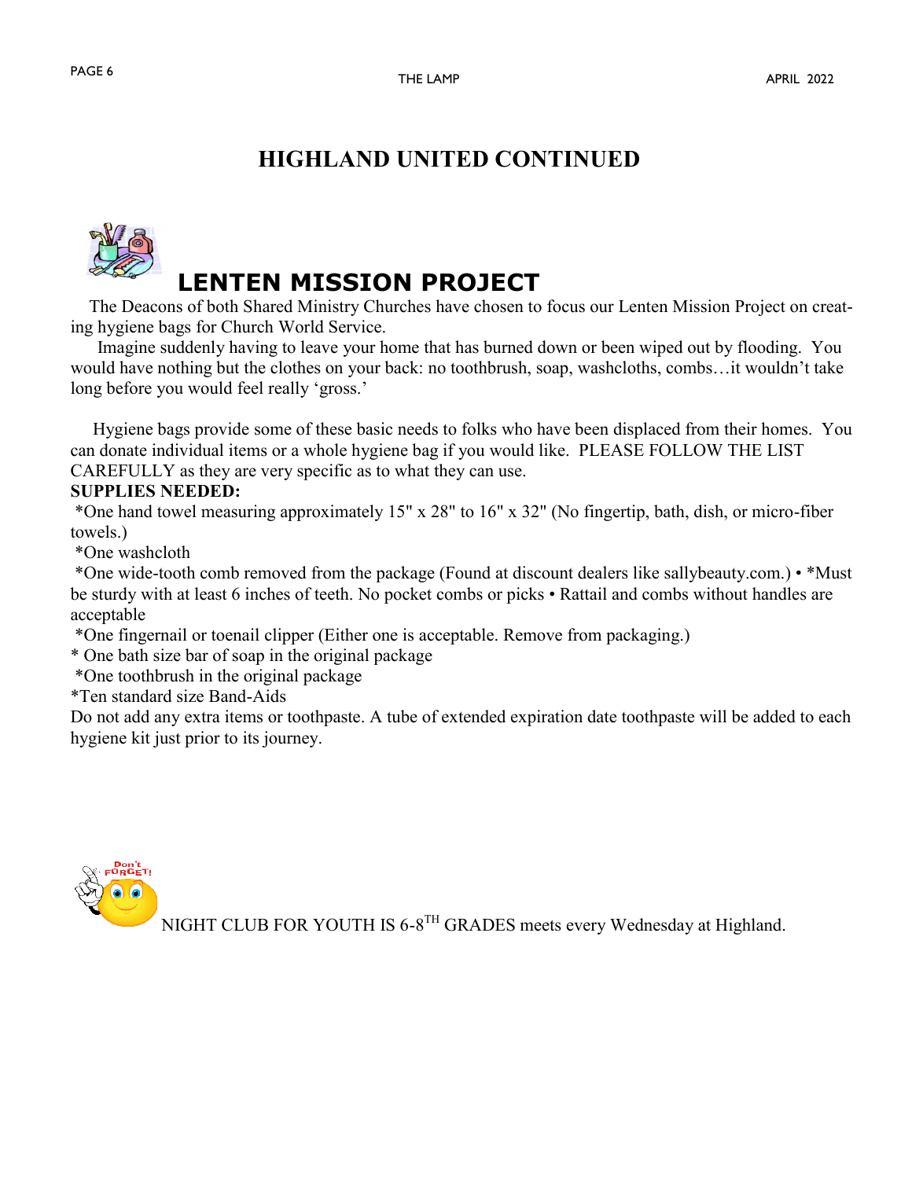# HIGHLAND UNITED CONTINUED

## LENTEN MISSION PROJECT

The Deacons of both Shared Ministry Churches have chosen to focus our Lenten Mission Project on creating hygiene bags for Church World Service.

Imagine suddenly having to leave your home that has burned down or been wiped out by flooding. You would have nothing but the clothes on your back: no toothbrush, soap, washcloths, combs…it wouldn't take long before you would feel really 'gross.'

Hygiene bags provide some of these basic needs to folks who have been displaced from their homes. You can donate individual items or a whole hygiene bag if you would like. PLEASE FOLLOW THE LIST CAREFULLY as they are very specific as to what they can use.

**SUPPLIES NEEDED:**

*One hand towel measuring approximately 15" x 28" to 16" x 32" (No fingertip, bath, dish, or micro-fiber towels.)

*One washcloth

*One wide-tooth comb removed from the package (Found at discount dealers like sallybeauty.com.) • *Must be sturdy with at least 6 inches of teeth. No pocket combs or picks • Rattail and combs without handles are acceptable

*One fingernail or toenail clipper (Either one is acceptable. Remove from packaging.)

* One bath size bar of soap in the original package

*One toothbrush in the original package

*Ten standard size Band-Aids

Do not add any extra items or toothpaste. A tube of extended expiration date toothpaste will be added to each hygiene kit just prior to its journey.

NIGHT CLUB FOR YOUTH IS 6-8TH GRADES meets every Wednesday at Highland.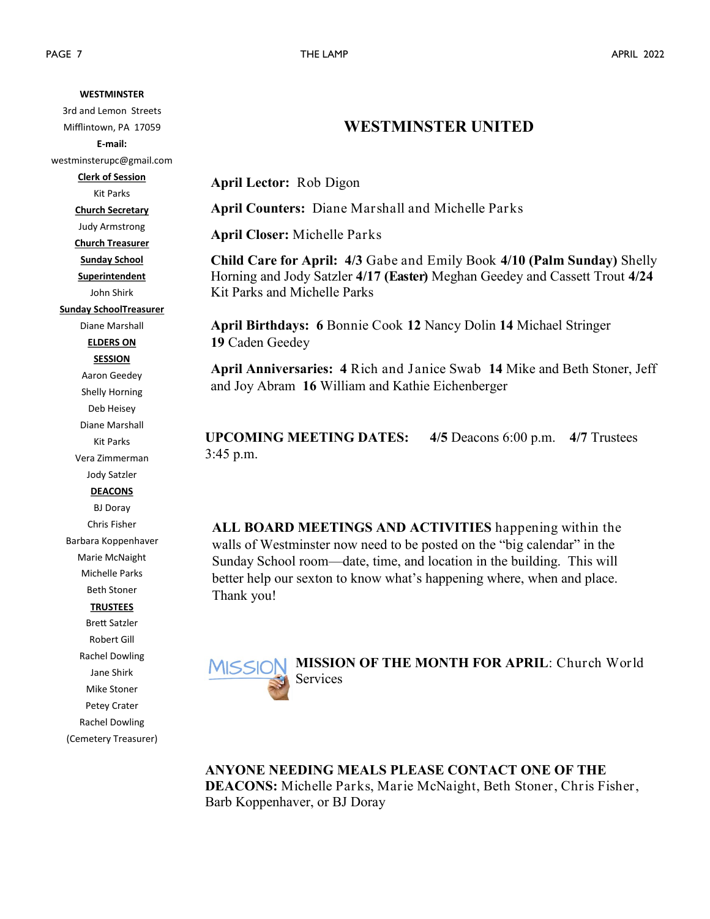**WESTMINSTER**
3rd and Lemon Streets
Mifflintown, PA 17059
**E-mail:**
westminsterupc@gmail.com

**Clerk of Session**
Kit Parks

**Church Secretary**
Judy Armstrong

**Church Treasurer**

**Sunday School Superintendent**
John Shirk

**Sunday SchoolTreasurer**
Diane Marshall

**ELDERS ON SESSION**
Aaron Geedey
Shelly Horning
Deb Heisey
Diane Marshall
Kit Parks
Vera Zimmerman
Jody Satzler

**DEACONS**
BJ Doray
Chris Fisher
Barbara Koppenhaver
Marie McNaight
Michelle Parks
Beth Stoner

**TRUSTEES**
Brett Satzler
Robert Gill
Rachel Dowling
Jane Shirk
Mike Stoner
Petey Crater
Rachel Dowling
(Cemetery Treasurer)

## WESTMINSTER UNITED

**April Lector:** Rob Digon

**April Counters:** Diane Marshall and Michelle Parks

**April Closer:** Michelle Parks

**Child Care for April:** **4/3** Gabe and Emily Book **4/10 (Palm Sunday)** Shelly Horning and Jody Satzler **4/17 (Easter)** Meghan Geedey and Cassett Trout **4/24** Kit Parks and Michelle Parks

**April Birthdays:** **6** Bonnie Cook **12** Nancy Dolin **14** Michael Stringer **19** Caden Geedey

**April Anniversaries:** **4** Rich and Janice Swab **14** Mike and Beth Stoner, Jeff and Joy Abram **16** William and Kathie Eichenberger

**UPCOMING MEETING DATES:** **4/5** Deacons 6:00 p.m. **4/7** Trustees 3:45 p.m.

**ALL BOARD MEETINGS AND ACTIVITIES** happening within the walls of Westminster now need to be posted on the "big calendar" in the Sunday School room—date, time, and location in the building. This will better help our sexton to know what's happening where, when and place. Thank you!

MISSION **MISSION OF THE MONTH FOR APRIL**: Church World Services

**ANYONE NEEDING MEALS PLEASE CONTACT ONE OF THE DEACONS:** Michelle Parks, Marie McNaight, Beth Stoner, Chris Fisher, Barb Koppenhaver, or BJ Doray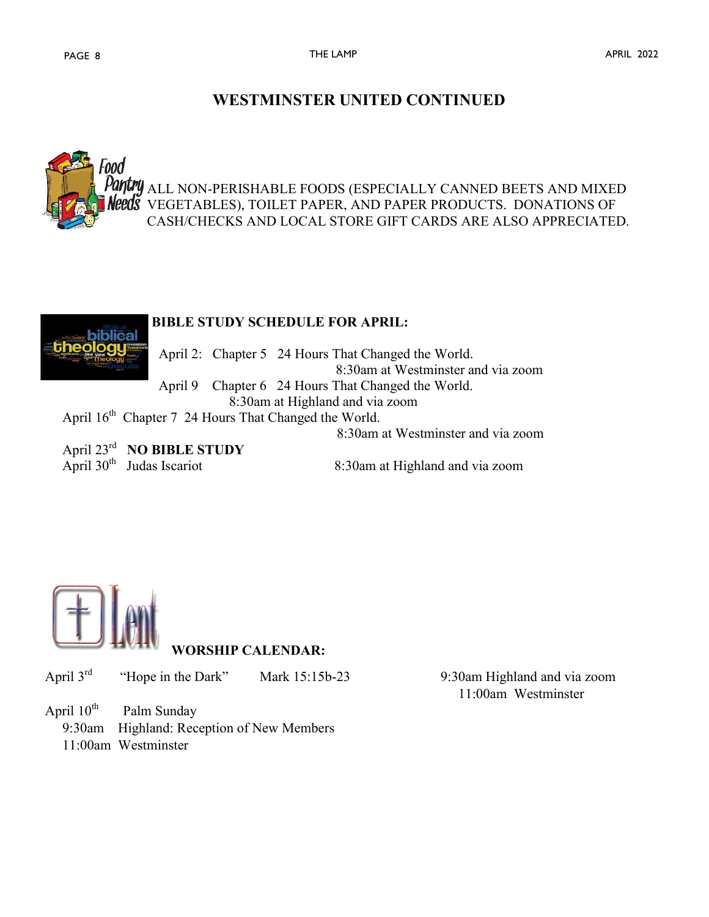# WESTMINSTER UNITED CONTINUED

**Food Pantry Needs**

ALL NON-PERISHABLE FOODS (ESPECIALLY CANNED BEETS AND MIXED VEGETABLES), TOILET PAPER, AND PAPER PRODUCTS. DONATIONS OF CASH/CHECKS AND LOCAL STORE GIFT CARDS ARE ALSO APPRECIATED.

**BIBLE STUDY SCHEDULE FOR APRIL:**

April 2: Chapter 5 24 Hours That Changed the World.
8:30am at Westminster and via zoom

April 9 Chapter 6 24 Hours That Changed the World.
8:30am at Highland and via zoom

April 16th Chapter 7 24 Hours That Changed the World.
8:30am at Westminster and via zoom

April 23rd **NO BIBLE STUDY**

April 30th Judas Iscariot 8:30am at Highland and via zoom

**WORSHIP CALENDAR:**

April 3rd "Hope in the Dark" Mark 15:15b-23 9:30am Highland and via zoom
11:00am Westminster

April 10th Palm Sunday
9:30am Highland: Reception of New Members
11:00am Westminster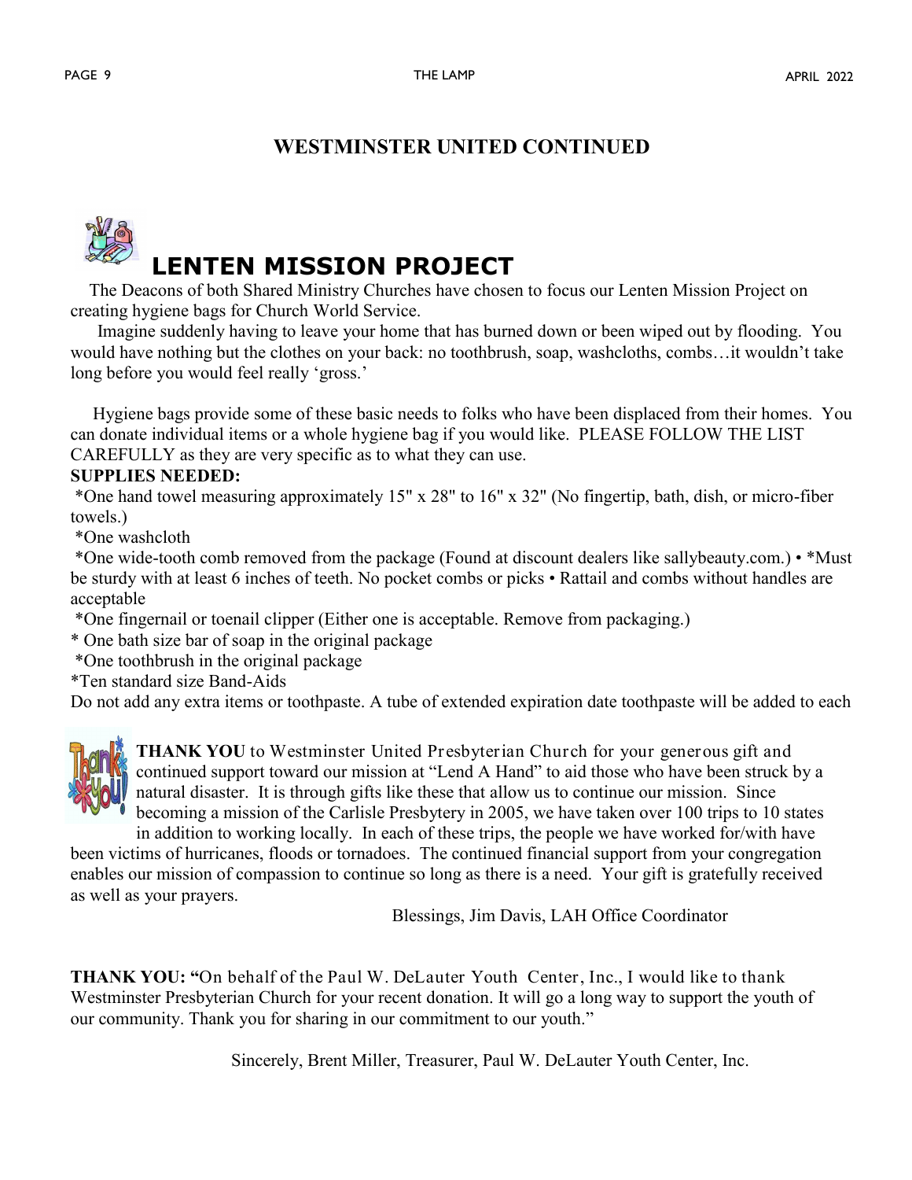## WESTMINSTER UNITED CONTINUED

# LENTEN MISSION PROJECT

The Deacons of both Shared Ministry Churches have chosen to focus our Lenten Mission Project on creating hygiene bags for Church World Service.

Imagine suddenly having to leave your home that has burned down or been wiped out by flooding. You would have nothing but the clothes on your back: no toothbrush, soap, washcloths, combs…it wouldn't take long before you would feel really 'gross.'

Hygiene bags provide some of these basic needs to folks who have been displaced from their homes. You can donate individual items or a whole hygiene bag if you would like. PLEASE FOLLOW THE LIST CAREFULLY as they are very specific as to what they can use.

**SUPPLIES NEEDED:**

*One hand towel measuring approximately 15" x 28" to 16" x 32" (No fingertip, bath, dish, or micro-fiber towels.)

*One washcloth

*One wide-tooth comb removed from the package (Found at discount dealers like sallybeauty.com.) • *Must be sturdy with at least 6 inches of teeth. No pocket combs or picks • Rattail and combs without handles are acceptable

*One fingernail or toenail clipper (Either one is acceptable. Remove from packaging.)

* One bath size bar of soap in the original package

*One toothbrush in the original package

*Ten standard size Band-Aids

Do not add any extra items or toothpaste. A tube of extended expiration date toothpaste will be added to each

**THANK YOU** to Westminster United Presbyterian Church for your generous gift and continued support toward our mission at "Lend A Hand" to aid those who have been struck by a natural disaster. It is through gifts like these that allow us to continue our mission. Since becoming a mission of the Carlisle Presbytery in 2005, we have taken over 100 trips to 10 states in addition to working locally. In each of these trips, the people we have worked for/with have been victims of hurricanes, floods or tornadoes. The continued financial support from your congregation enables our mission of compassion to continue so long as there is a need. Your gift is gratefully received as well as your prayers.

Blessings, Jim Davis, LAH Office Coordinator

**THANK YOU: "**On behalf of the Paul W. DeLauter Youth Center, Inc., I would like to thank Westminster Presbyterian Church for your recent donation. It will go a long way to support the youth of our community. Thank you for sharing in our commitment to our youth."

Sincerely, Brent Miller, Treasurer, Paul W. DeLauter Youth Center, Inc.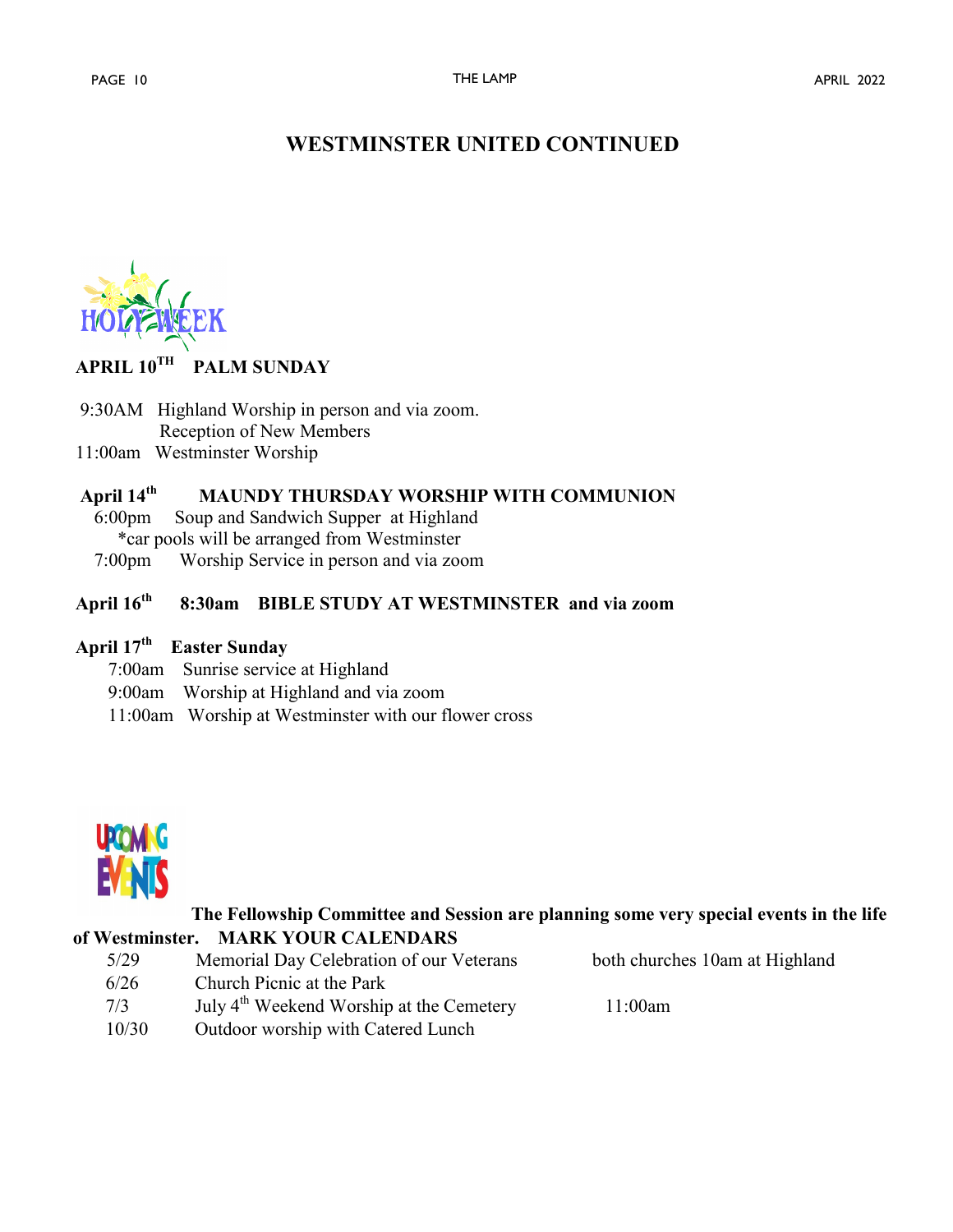# WESTMINSTER UNITED CONTINUED

HOLY WEEK

**APRIL 10TH PALM SUNDAY**

9:30AM Highland Worship in person and via zoom.
Reception of New Members
11:00am Westminster Worship

**April 14th MAUNDY THURSDAY WORSHIP WITH COMMUNION**

6:00pm Soup and Sandwich Supper at Highland
*car pools will be arranged from Westminster
7:00pm Worship Service in person and via zoom

**April 16th 8:30am BIBLE STUDY AT WESTMINSTER and via zoom**

**April 17th Easter Sunday**

7:00am Sunrise service at Highland
9:00am Worship at Highland and via zoom
11:00am Worship at Westminster with our flower cross

UPCOMING EVENTS

**The Fellowship Committee and Session are planning some very special events in the life of Westminster. MARK YOUR CALENDARS**

| | | |
|---|---|---|
| 5/29 | Memorial Day Celebration of our Veterans | both churches 10am at Highland |
| 6/26 | Church Picnic at the Park | |
| 7/3 | July 4th Weekend Worship at the Cemetery | 11:00am |
| 10/30 | Outdoor worship with Catered Lunch | |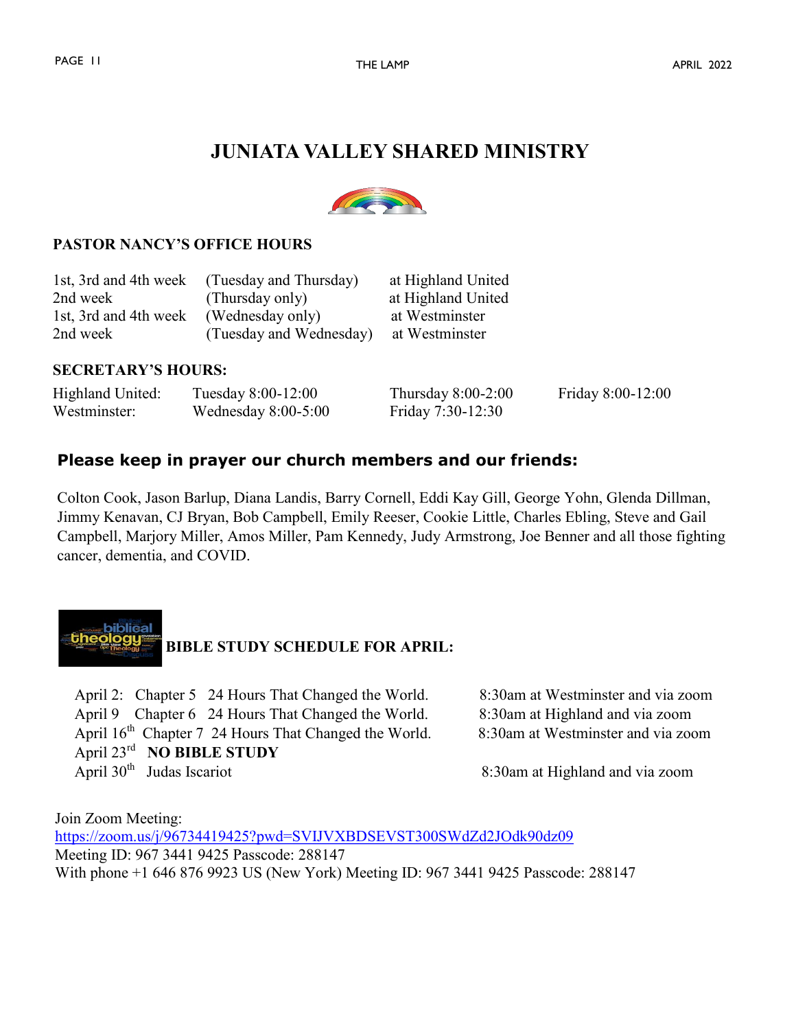# JUNIATA VALLEY SHARED MINISTRY

## PASTOR NANCY'S OFFICE HOURS

| | | |
|---|---|---|
| 1st, 3rd and 4th week | (Tuesday and Thursday) | at Highland United |
| 2nd week | (Thursday only) | at Highland United |
| 1st, 3rd and 4th week | (Wednesday only) | at Westminster |
| 2nd week | (Tuesday and Wednesday) | at Westminster |

## SECRETARY'S HOURS:

| | | | |
|---|---|---|---|
| Highland United: | Tuesday 8:00-12:00 | Thursday 8:00-2:00 | Friday 8:00-12:00 |
| Westminster: | Wednesday 8:00-5:00 | Friday 7:30-12:30 | |

## Please keep in prayer our church members and our friends:

Colton Cook, Jason Barlup, Diana Landis, Barry Cornell, Eddi Kay Gill, George Yohn, Glenda Dillman, Jimmy Kenavan, CJ Bryan, Bob Campbell, Emily Reeser, Cookie Little, Charles Ebling, Steve and Gail Campbell, Marjory Miller, Amos Miller, Pam Kennedy, Judy Armstrong, Joe Benner and all those fighting cancer, dementia, and COVID.

## BIBLE STUDY SCHEDULE FOR APRIL:

| | | |
|---|---|---|
| April 2: | Chapter 5 24 Hours That Changed the World. | 8:30am at Westminster and via zoom |
| April 9 | Chapter 6 24 Hours That Changed the World. | 8:30am at Highland and via zoom |
| April 16th | Chapter 7 24 Hours That Changed the World. | 8:30am at Westminster and via zoom |
| April 23rd | **NO BIBLE STUDY** | |
| April 30th | Judas Iscariot | 8:30am at Highland and via zoom |

Join Zoom Meeting:
https://zoom.us/j/96734419425?pwd=SVIJVXBDSEVST300SWdZd2JOdk90dz09
Meeting ID: 967 3441 9425 Passcode: 288147
With phone +1 646 876 9923 US (New York) Meeting ID: 967 3441 9425 Passcode: 288147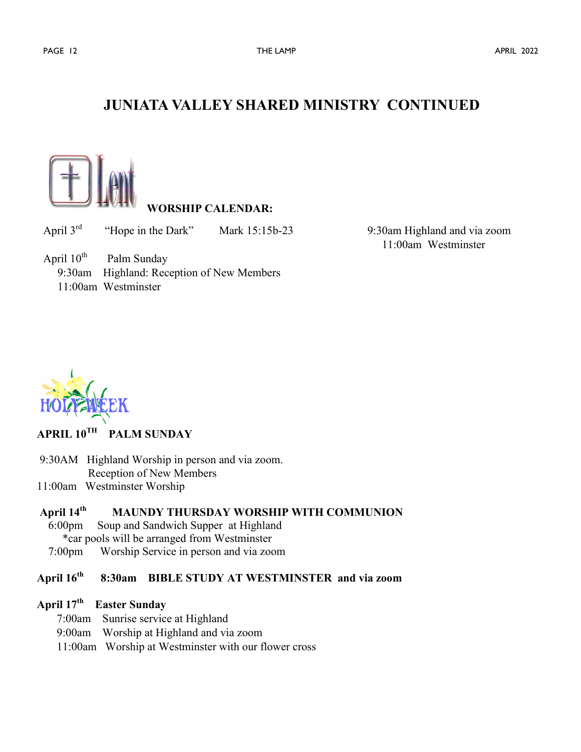# JUNIATA VALLEY SHARED MINISTRY CONTINUED

Lent

**WORSHIP CALENDAR:**

April 3rd "Hope in the Dark" Mark 15:15b-23 9:30am Highland and via zoom
11:00am Westminster

April 10th Palm Sunday
9:30am Highland: Reception of New Members
11:00am Westminster

HOLY WEEK

**APRIL 10TH PALM SUNDAY**

9:30AM Highland Worship in person and via zoom.
Reception of New Members
11:00am Westminster Worship

**April 14th MAUNDY THURSDAY WORSHIP WITH COMMUNION**
6:00pm Soup and Sandwich Supper at Highland
*car pools will be arranged from Westminster
7:00pm Worship Service in person and via zoom

**April 16th 8:30am BIBLE STUDY AT WESTMINSTER and via zoom**

**April 17th Easter Sunday**
7:00am Sunrise service at Highland
9:00am Worship at Highland and via zoom
11:00am Worship at Westminster with our flower cross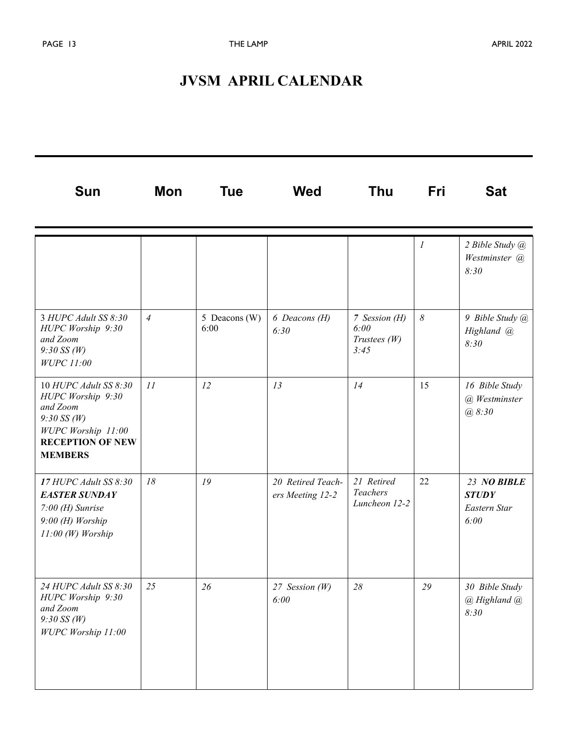# JVSM APRIL CALENDAR

| Sun | Mon | Tue | Wed | Thu | Fri | Sat |
|---|---|---|---|---|---|---|
| | | | | | *1* | *2 Bible Study @ Westminster @ 8:30* |
| 3 *HUPC Adult SS 8:30 HUPC Worship 9:30 and Zoom 9:30 SS (W) WUPC 11:00* | *4* | 5 Deacons (W) 6:00 | *6 Deacons (H) 6:30* | *7 Session (H) 6:00 Trustees (W) 3:45* | *8* | *9 Bible Study @ Highland @ 8:30* |
| 10 *HUPC Adult SS 8:30 HUPC Worship 9:30 and Zoom 9:30 SS (W) WUPC Worship 11:00* **RECEPTION OF NEW MEMBERS** | *11* | *12* | *13* | *14* | 15 | *16 Bible Study @ Westminster @ 8:30* |
| ***17*** *HUPC Adult SS 8:30* ***EASTER SUNDAY*** *7:00 (H) Sunrise 9:00 (H) Worship 11:00 (W) Worship* | *18* | *19* | *20 Retired Teachers Meeting 12-2* | *21 Retired Teachers Luncheon 12-2* | 22 | ***23 NO BIBLE STUDY*** *Eastern Star 6:00* |
| *24 HUPC Adult SS 8:30 HUPC Worship 9:30 and Zoom 9:30 SS (W) WUPC Worship 11:00* | *25* | *26* | *27 Session (W) 6:00* | *28* | *29* | *30 Bible Study @ Highland @ 8:30* |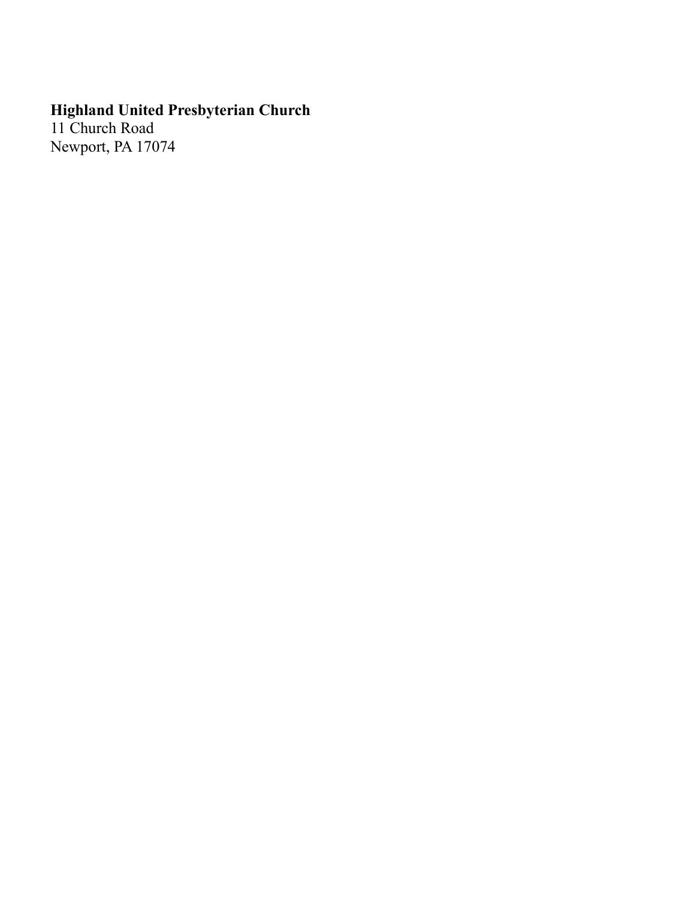**Highland United Presbyterian Church**
11 Church Road
Newport, PA 17074